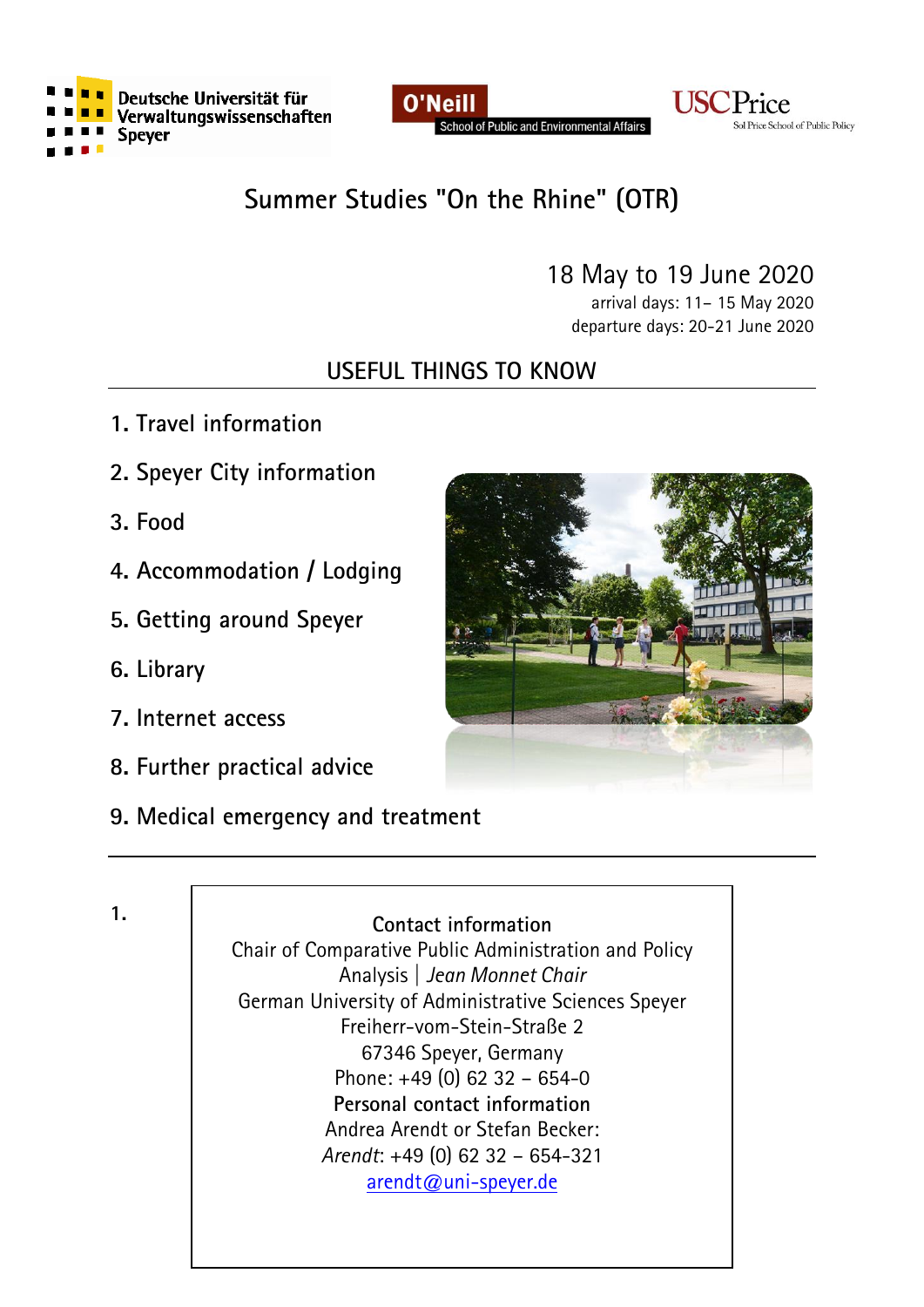Deutsche Universität für Verwaltungswissenschaften Speyer

O'Neill School of Public and Environmental Affairs

USC Price Sol Price School of Public Policy

# Summer Studies "On the Rhine" (OTR)

18 May to 19 June 2020
arrival days: 11– 15 May 2020
departure days: 20-21 June 2020

## USEFUL THINGS TO KNOW

1. Travel information
2. Speyer City information
3. Food
4. Accommodation / Lodging
5. Getting around Speyer
6. Library
7. Internet access
8. Further practical advice
9. Medical emergency and treatment

---

**1.**

**Contact information**
Chair of Comparative Public Administration and Policy Analysis | *Jean Monnet Chair*
German University of Administrative Sciences Speyer
Freiherr-vom-Stein-Straße 2
67346 Speyer, Germany
Phone: +49 (0) 62 32 – 654-0
**Personal contact information**
Andrea Arendt or Stefan Becker:
*Arendt*: +49 (0) 62 32 – 654-321
arendt@uni-speyer.de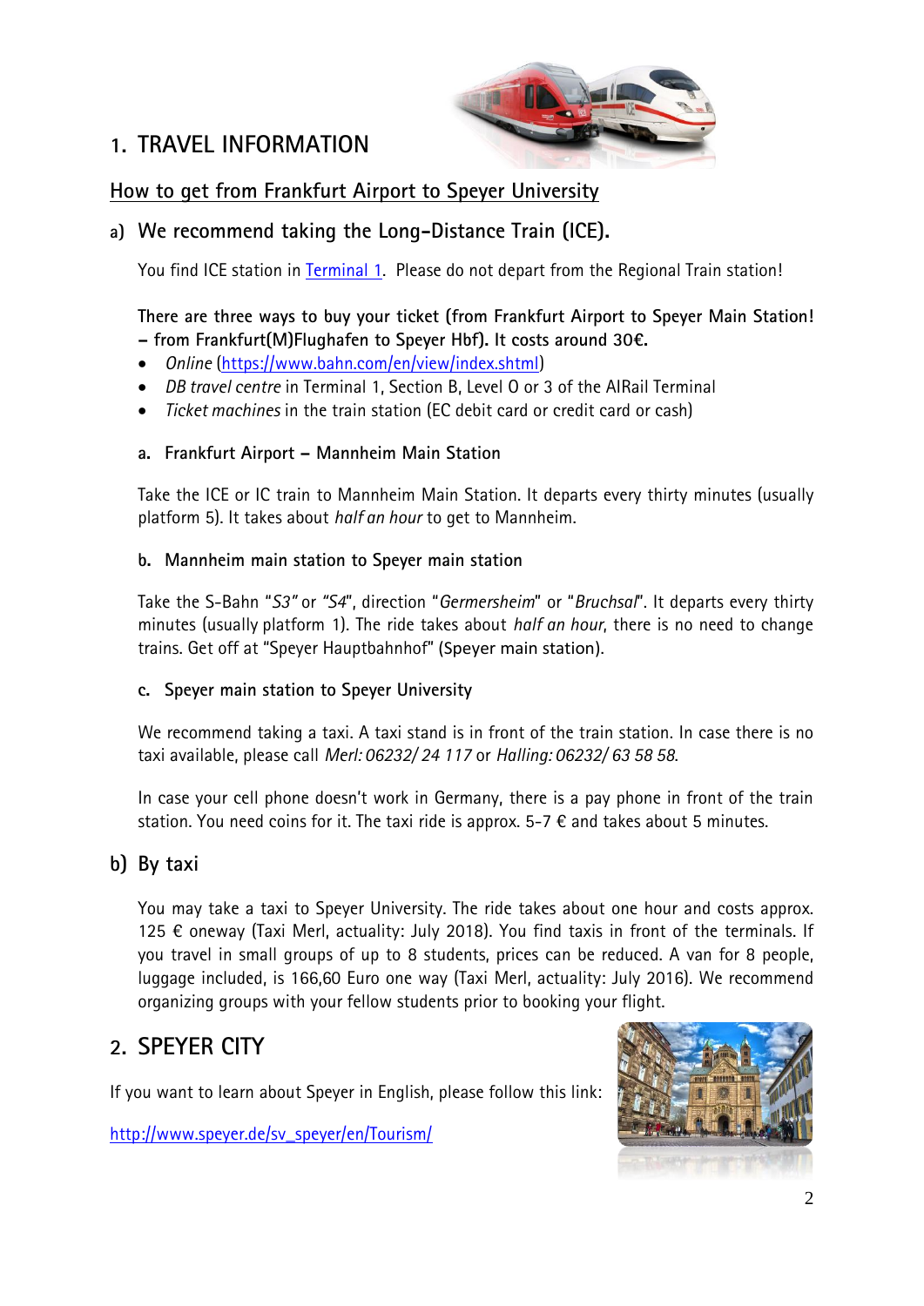# 1. TRAVEL INFORMATION

## How to get from Frankfurt Airport to Speyer University

### a) We recommend taking the Long-Distance Train (ICE).

You find ICE station in [Terminal 1](). Please do not depart from the Regional Train station!

**There are three ways to buy your ticket (from Frankfurt Airport to Speyer Main Station! – from Frankfurt(M)Flughafen to Speyer Hbf). It costs around 30€.**

- *Online* ([https://www.bahn.com/en/view/index.shtml](https://www.bahn.com/en/view/index.shtml))
- *DB travel centre* in Terminal 1, Section B, Level 0 or 3 of the AIRail Terminal
- *Ticket machines* in the train station (EC debit card or credit card or cash)

#### a. Frankfurt Airport – Mannheim Main Station

Take the ICE or IC train to Mannheim Main Station. It departs every thirty minutes (usually platform 5). It takes about *half an hour* to get to Mannheim.

#### b. Mannheim main station to Speyer main station

Take the S-Bahn "*S3*" or "*S4*", direction "*Germersheim*" or "*Bruchsal*". It departs every thirty minutes (usually platform 1). The ride takes about *half an hour*, there is no need to change trains. Get off at "Speyer Hauptbahnhof" (Speyer main station).

#### c. Speyer main station to Speyer University

We recommend taking a taxi. A taxi stand is in front of the train station. In case there is no taxi available, please call *Merl: 06232/ 24 117* or *Halling: 06232/ 63 58 58*.

In case your cell phone doesn't work in Germany, there is a pay phone in front of the train station. You need coins for it. The taxi ride is approx. 5-7 € and takes about 5 minutes.

### b) By taxi

You may take a taxi to Speyer University. The ride takes about one hour and costs approx. 125 € oneway (Taxi Merl, actuality: July 2018). You find taxis in front of the terminals. If you travel in small groups of up to 8 students, prices can be reduced. A van for 8 people, luggage included, is 166,60 Euro one way (Taxi Merl, actuality: July 2016). We recommend organizing groups with your fellow students prior to booking your flight.

# 2. SPEYER CITY

If you want to learn about Speyer in English, please follow this link:

[http://www.speyer.de/sv_speyer/en/Tourism/](http://www.speyer.de/sv_speyer/en/Tourism/)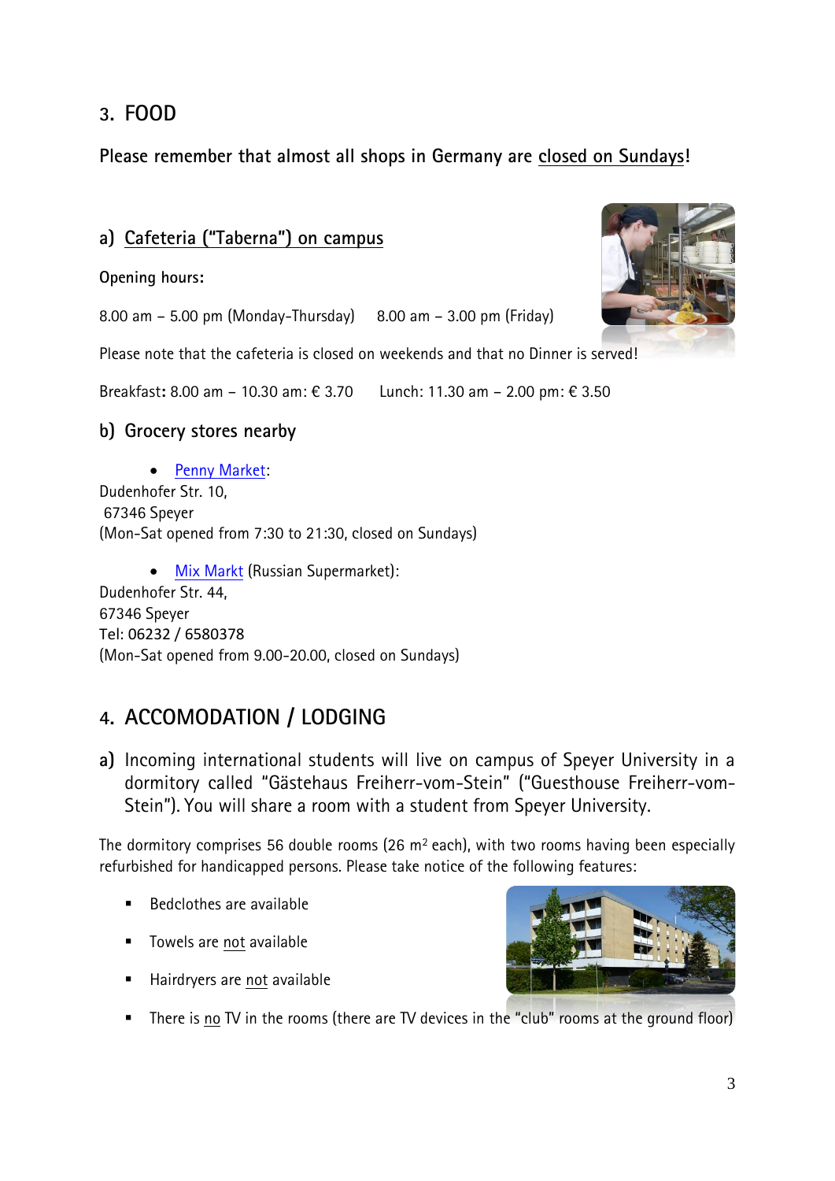## 3. FOOD

**Please remember that almost all shops in Germany are closed on Sundays!**

### a) Cafeteria ("Taberna") on campus

**Opening hours:**

8.00 am – 5.00 pm (Monday-Thursday)   8.00 am – 3.00 pm (Friday)

Please note that the cafeteria is closed on weekends and that no Dinner is served!

Breakfast: 8.00 am – 10.30 am: € 3.70   Lunch: 11.30 am – 2.00 pm: € 3.50

### b) Grocery stores nearby

- Penny Market:

Dudenhofer Str. 10,
67346 Speyer
(Mon-Sat opened from 7:30 to 21:30, closed on Sundays)

- Mix Markt (Russian Supermarket):

Dudenhofer Str. 44,
67346 Speyer
Tel: 06232 / 6580378
(Mon-Sat opened from 9.00-20.00, closed on Sundays)

## 4. ACCOMODATION / LODGING

**a)** Incoming international students will live on campus of Speyer University in a dormitory called "Gästehaus Freiherr-vom-Stein" ("Guesthouse Freiherr-vom-Stein"). You will share a room with a student from Speyer University.

The dormitory comprises 56 double rooms (26 m$^2$ each), with two rooms having been especially refurbished for handicapped persons. Please take notice of the following features:

- Bedclothes are available
- Towels are not available
- Hairdryers are not available
- There is no TV in the rooms (there are TV devices in the "club" rooms at the ground floor)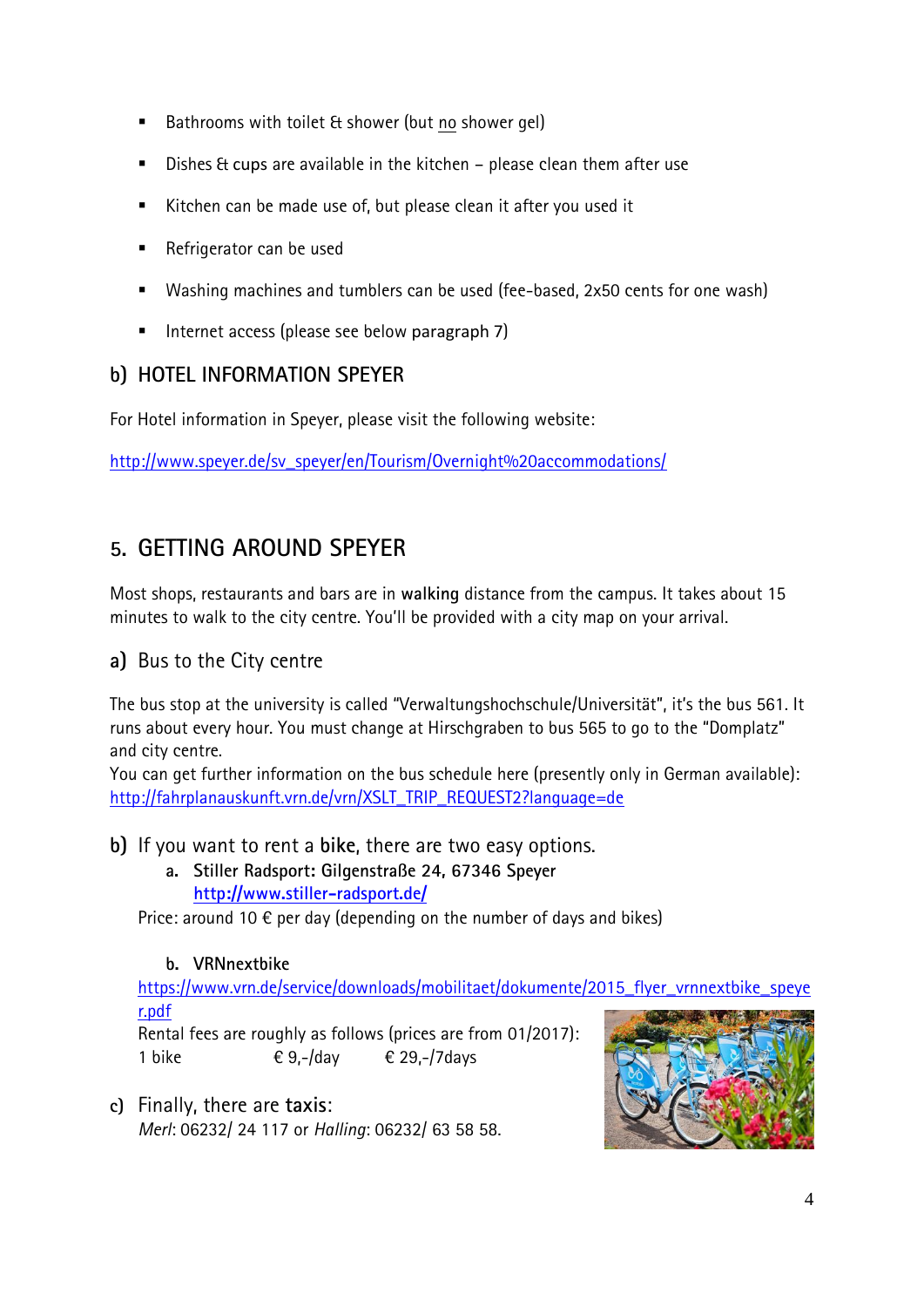- Bathrooms with toilet & shower (but no shower gel)
- Dishes & cups are available in the kitchen – please clean them after use
- Kitchen can be made use of, but please clean it after you used it
- Refrigerator can be used
- Washing machines and tumblers can be used (fee-based, 2x50 cents for one wash)
- Internet access (please see below paragraph 7)

### b) HOTEL INFORMATION SPEYER

For Hotel information in Speyer, please visit the following website:

http://www.speyer.de/sv_speyer/en/Tourism/Overnight%20accommodations/

## 5. GETTING AROUND SPEYER

Most shops, restaurants and bars are in **walking** distance from the campus. It takes about 15 minutes to walk to the city centre. You'll be provided with a city map on your arrival.

### a) Bus to the City centre

The bus stop at the university is called "Verwaltungshochschule/Universität", it's the bus 561. It runs about every hour. You must change at Hirschgraben to bus 565 to go to the "Domplatz" and city centre.
You can get further information on the bus schedule here (presently only in German available): http://fahrplanauskunft.vrn.de/vrn/XSLT_TRIP_REQUEST2?language=de

### b) If you want to rent a **bike**, there are two easy options.

a. **Stiller Radsport: Gilgenstraße 24, 67346 Speyer**
**http://www.stiller-radsport.de/**

Price: around 10 € per day (depending on the number of days and bikes)

b. **VRNnextbike**
https://www.vrn.de/service/downloads/mobilitaet/dokumente/2015_flyer_vrnnextbike_speyer.pdf

Rental fees are roughly as follows (prices are from 01/2017):

| 1 bike | € 9,-/day | € 29,-/7days |
|---|---|---|

### c) Finally, there are **taxis**:

*Merl*: 06232/ 24 117 or *Halling*: 06232/ 63 58 58.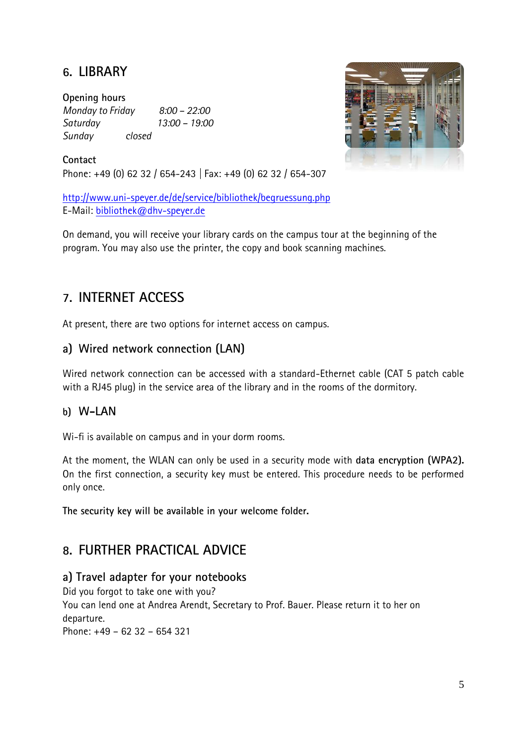## 6. LIBRARY

**Opening hours**
*Monday to Friday* *8:00 – 22:00*
*Saturday* *13:00 – 19:00*
*Sunday* *closed*

**Contact**
Phone: +49 (0) 62 32 / 654-243 | Fax: +49 (0) 62 32 / 654-307

http://www.uni-speyer.de/de/service/bibliothek/begruessung.php
E-Mail: bibliothek@dhv-speyer.de

On demand, you will receive your library cards on the campus tour at the beginning of the program. You may also use the printer, the copy and book scanning machines.

## 7. INTERNET ACCESS

At present, there are two options for internet access on campus.

### a) Wired network connection (LAN)

Wired network connection can be accessed with a standard-Ethernet cable (CAT 5 patch cable with a RJ45 plug) in the service area of the library and in the rooms of the dormitory.

### b) W-LAN

Wi-fi is available on campus and in your dorm rooms.

At the moment, the WLAN can only be used in a security mode with **data encryption (WPA2).** On the first connection, a security key must be entered. This procedure needs to be performed only once.

**The security key will be available in your welcome folder.**

## 8. FURTHER PRACTICAL ADVICE

### a) Travel adapter for your notebooks

Did you forgot to take one with you?
You can lend one at Andrea Arendt, Secretary to Prof. Bauer. Please return it to her on departure.
Phone: +49 – 62 32 – 654 321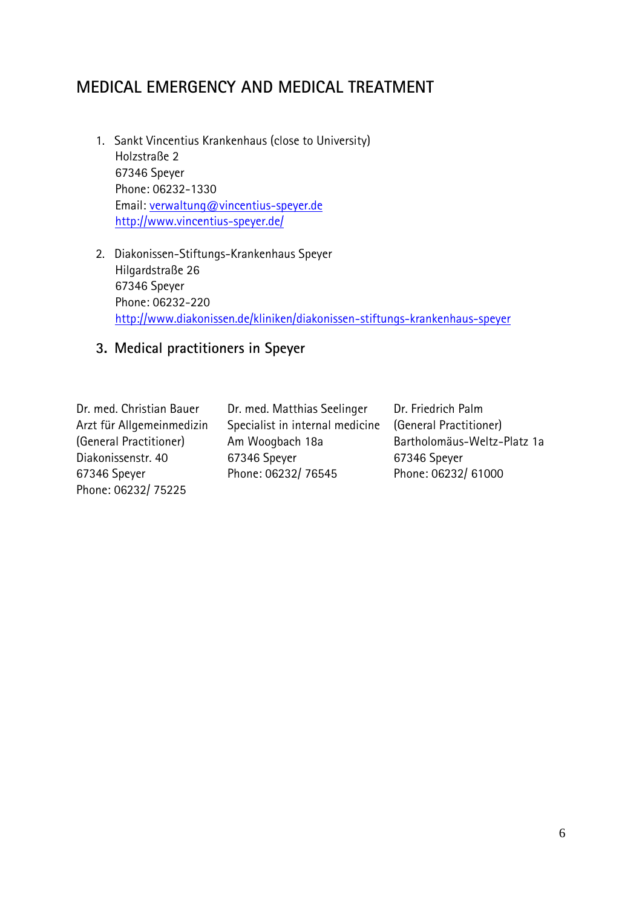# MEDICAL EMERGENCY AND MEDICAL TREATMENT

1. Sankt Vincentius Krankenhaus (close to University)
   Holzstraße 2
   67346 Speyer
   Phone: 06232-1330
   Email: verwaltung@vincentius-speyer.de
   http://www.vincentius-speyer.de/

2. Diakonissen-Stiftungs-Krankenhaus Speyer
   Hilgardstraße 26
   67346 Speyer
   Phone: 06232-220
   http://www.diakonissen.de/kliniken/diakonissen-stiftungs-krankenhaus-speyer

## 3. Medical practitioners in Speyer

Dr. med. Christian Bauer
Arzt für Allgemeinmedizin
(General Practitioner)
Diakonissenstr. 40
67346 Speyer
Phone: 06232/ 75225

Dr. med. Matthias Seelinger
Specialist in internal medicine
Am Woogbach 18a
67346 Speyer
Phone: 06232/ 76545

Dr. Friedrich Palm
(General Practitioner)
Bartholomäus-Weltz-Platz 1a
67346 Speyer
Phone: 06232/ 61000